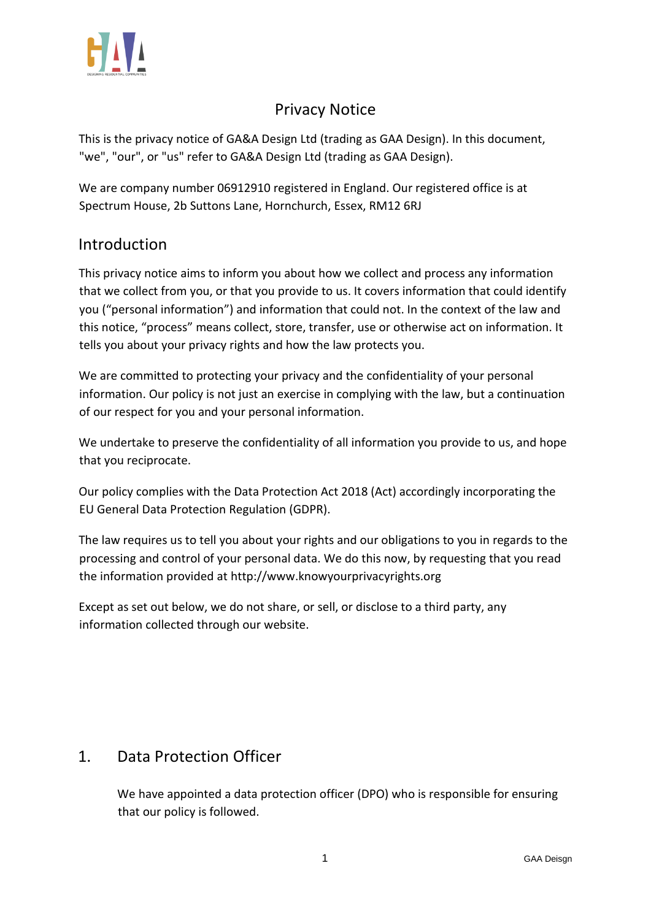# Privacy Notice

This is the privacy notice of GA&A Design Ltd (trading as GAA Design). In this document, "we", "our", or "us" refer to GA&A Design Ltd (trading as GAA Design).

We are company number 06912910 registered in England. Our registered office is at Spectrum House, 2b Suttons Lane, Hornchurch, Essex, RM12 6RJ

## Introduction

This privacy notice aims to inform you about how we collect and process any information that we collect from you, or that you provide to us. It covers information that could identify you ("personal information") and information that could not. In the context of the law and this notice, "process" means collect, store, transfer, use or otherwise act on information. It tells you about your privacy rights and how the law protects you.

We are committed to protecting your privacy and the confidentiality of your personal information. Our policy is not just an exercise in complying with the law, but a continuation of our respect for you and your personal information.

We undertake to preserve the confidentiality of all information you provide to us, and hope that you reciprocate.

Our policy complies with the Data Protection Act 2018 (Act) accordingly incorporating the EU General Data Protection Regulation (GDPR).

The law requires us to tell you about your rights and our obligations to you in regards to the processing and control of your personal data. We do this now, by requesting that you read the information provided at http://www.knowyourprivacyrights.org

Except as set out below, we do not share, or sell, or disclose to a third party, any information collected through our website.

## 1. Data Protection Officer

We have appointed a data protection officer (DPO) who is responsible for ensuring that our policy is followed.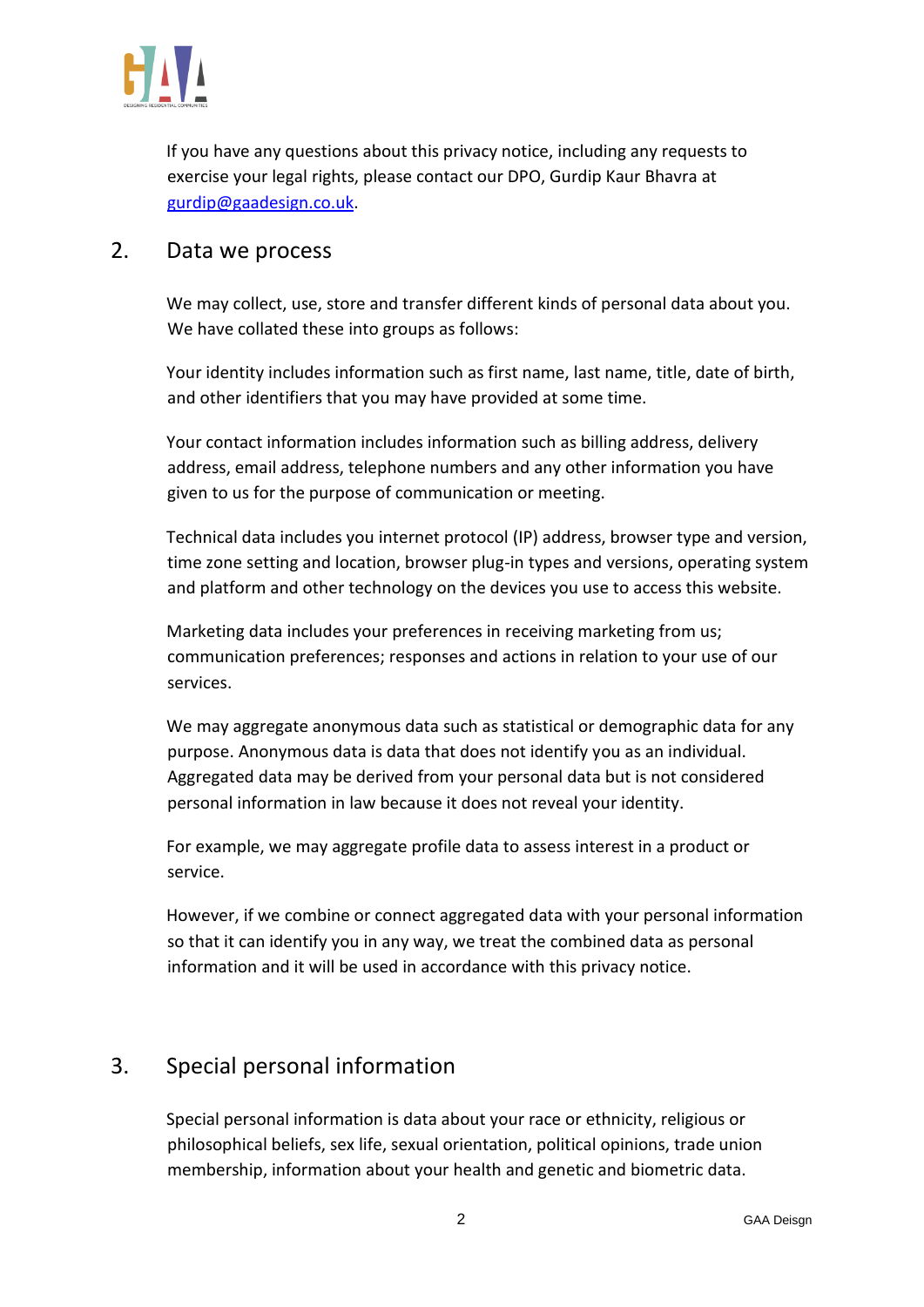If you have any questions about this privacy notice, including any requests to exercise your legal rights, please contact our DPO, Gurdip Kaur Bhavra at [gurdip@gaadesign.co.uk](mailto:gurdip@gaadesign.co.uk).

## 2. Data we process

We may collect, use, store and transfer different kinds of personal data about you. We have collated these into groups as follows:

Your identity includes information such as first name, last name, title, date of birth, and other identifiers that you may have provided at some time.

Your contact information includes information such as billing address, delivery address, email address, telephone numbers and any other information you have given to us for the purpose of communication or meeting.

Technical data includes you internet protocol (IP) address, browser type and version, time zone setting and location, browser plug-in types and versions, operating system and platform and other technology on the devices you use to access this website.

Marketing data includes your preferences in receiving marketing from us; communication preferences; responses and actions in relation to your use of our services.

We may aggregate anonymous data such as statistical or demographic data for any purpose. Anonymous data is data that does not identify you as an individual. Aggregated data may be derived from your personal data but is not considered personal information in law because it does not reveal your identity.

For example, we may aggregate profile data to assess interest in a product or service.

However, if we combine or connect aggregated data with your personal information so that it can identify you in any way, we treat the combined data as personal information and it will be used in accordance with this privacy notice.

## 3. Special personal information

Special personal information is data about your race or ethnicity, religious or philosophical beliefs, sex life, sexual orientation, political opinions, trade union membership, information about your health and genetic and biometric data.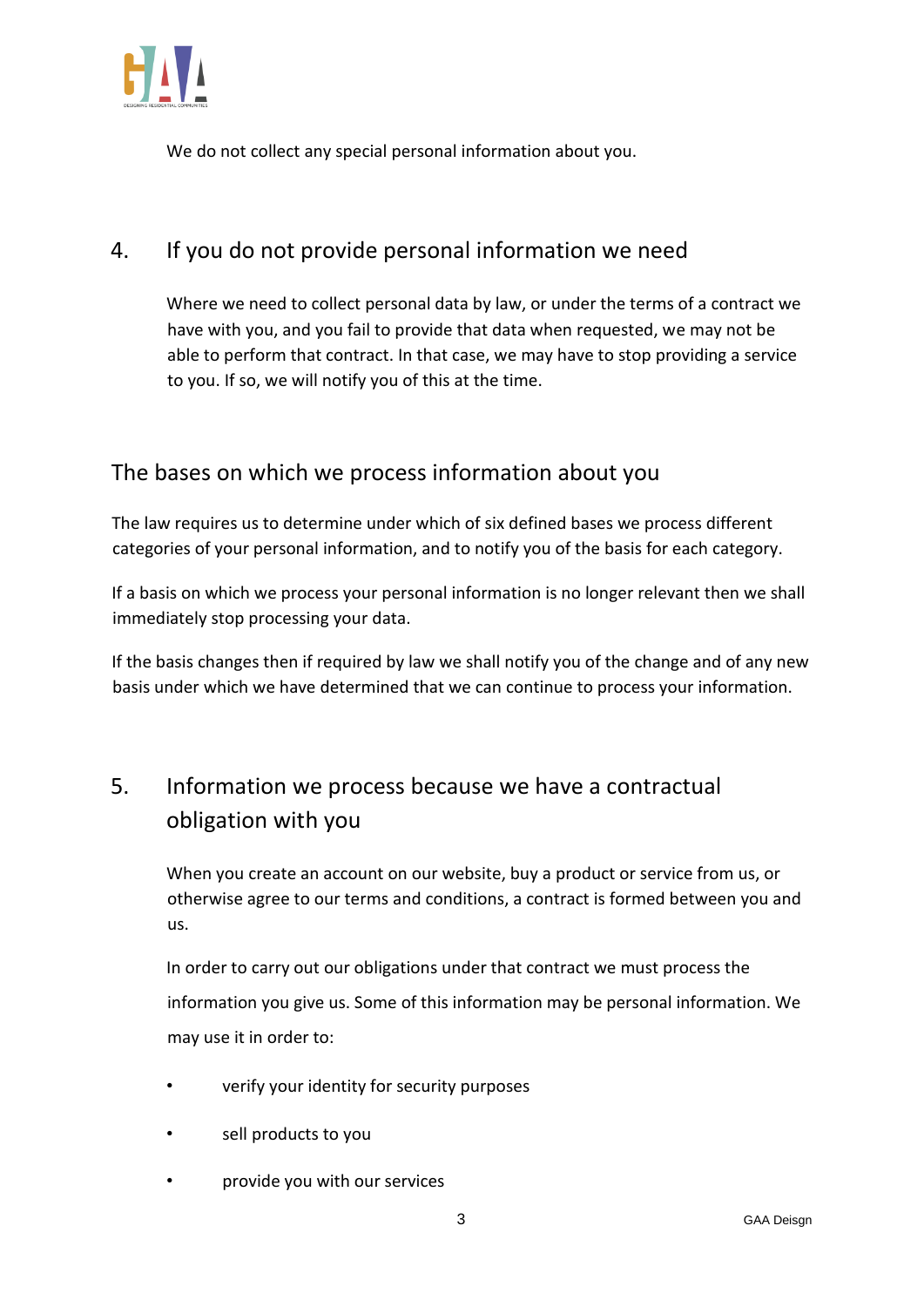We do not collect any special personal information about you.

## 4. If you do not provide personal information we need

Where we need to collect personal data by law, or under the terms of a contract we have with you, and you fail to provide that data when requested, we may not be able to perform that contract. In that case, we may have to stop providing a service to you. If so, we will notify you of this at the time.

## The bases on which we process information about you

The law requires us to determine under which of six defined bases we process different categories of your personal information, and to notify you of the basis for each category.

If a basis on which we process your personal information is no longer relevant then we shall immediately stop processing your data.

If the basis changes then if required by law we shall notify you of the change and of any new basis under which we have determined that we can continue to process your information.

## 5. Information we process because we have a contractual obligation with you

When you create an account on our website, buy a product or service from us, or otherwise agree to our terms and conditions, a contract is formed between you and us.

In order to carry out our obligations under that contract we must process the information you give us. Some of this information may be personal information. We may use it in order to:

- verify your identity for security purposes
- sell products to you
- provide you with our services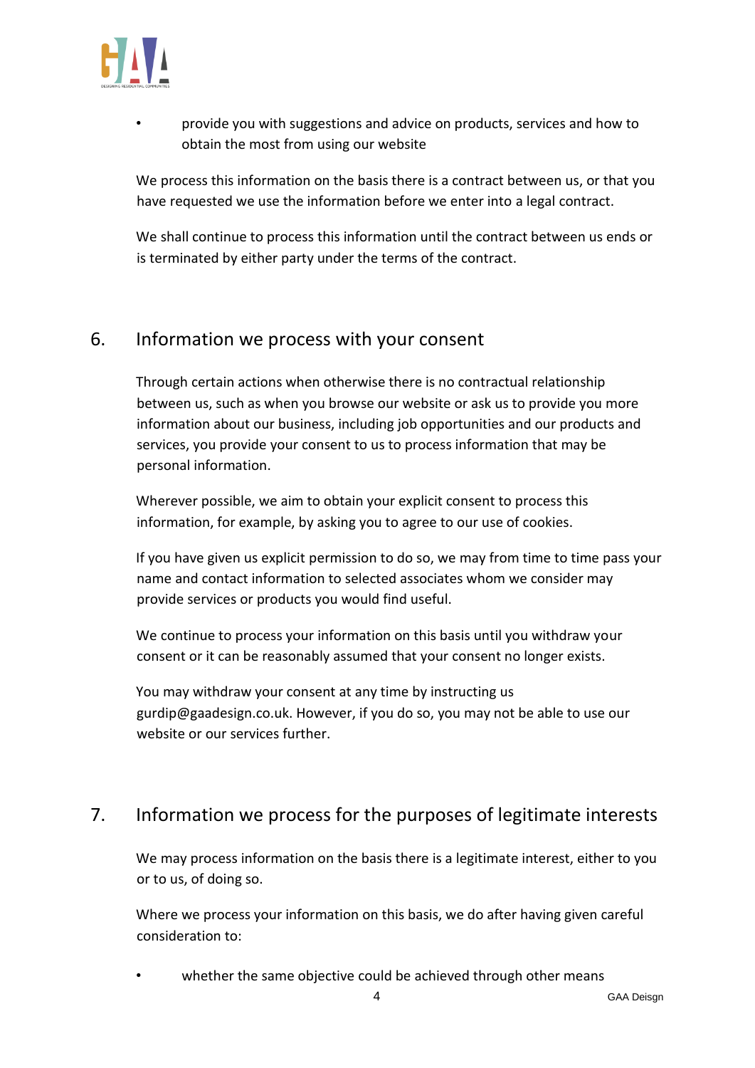- provide you with suggestions and advice on products, services and how to obtain the most from using our website

We process this information on the basis there is a contract between us, or that you have requested we use the information before we enter into a legal contract.

We shall continue to process this information until the contract between us ends or is terminated by either party under the terms of the contract.

## 6. Information we process with your consent

Through certain actions when otherwise there is no contractual relationship between us, such as when you browse our website or ask us to provide you more information about our business, including job opportunities and our products and services, you provide your consent to us to process information that may be personal information.

Wherever possible, we aim to obtain your explicit consent to process this information, for example, by asking you to agree to our use of cookies.

If you have given us explicit permission to do so, we may from time to time pass your name and contact information to selected associates whom we consider may provide services or products you would find useful.

We continue to process your information on this basis until you withdraw your consent or it can be reasonably assumed that your consent no longer exists.

You may withdraw your consent at any time by instructing us gurdip@gaadesign.co.uk. However, if you do so, you may not be able to use our website or our services further.

## 7. Information we process for the purposes of legitimate interests

We may process information on the basis there is a legitimate interest, either to you or to us, of doing so.

Where we process your information on this basis, we do after having given careful consideration to:

- whether the same objective could be achieved through other means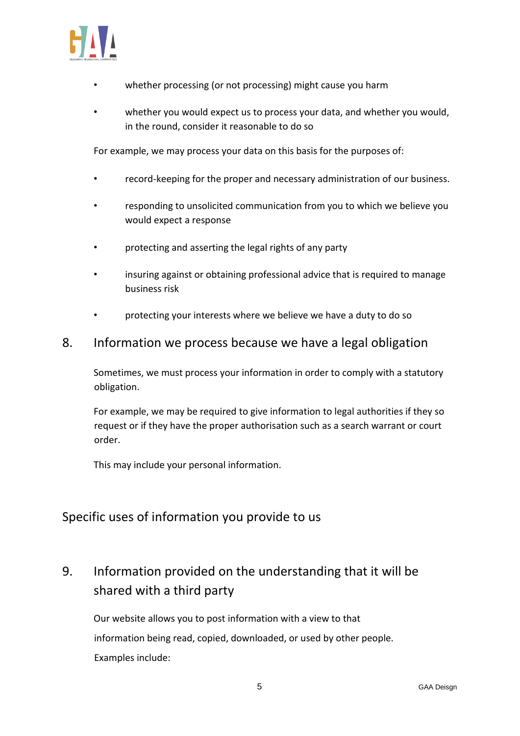- whether processing (or not processing) might cause you harm
- whether you would expect us to process your data, and whether you would, in the round, consider it reasonable to do so

For example, we may process your data on this basis for the purposes of:

- record-keeping for the proper and necessary administration of our business.
- responding to unsolicited communication from you to which we believe you would expect a response
- protecting and asserting the legal rights of any party
- insuring against or obtaining professional advice that is required to manage business risk
- protecting your interests where we believe we have a duty to do so

## 8. Information we process because we have a legal obligation

Sometimes, we must process your information in order to comply with a statutory obligation.

For example, we may be required to give information to legal authorities if they so request or if they have the proper authorisation such as a search warrant or court order.

This may include your personal information.

# Specific uses of information you provide to us

## 9. Information provided on the understanding that it will be shared with a third party

Our website allows you to post information with a view to that information being read, copied, downloaded, or used by other people.

Examples include: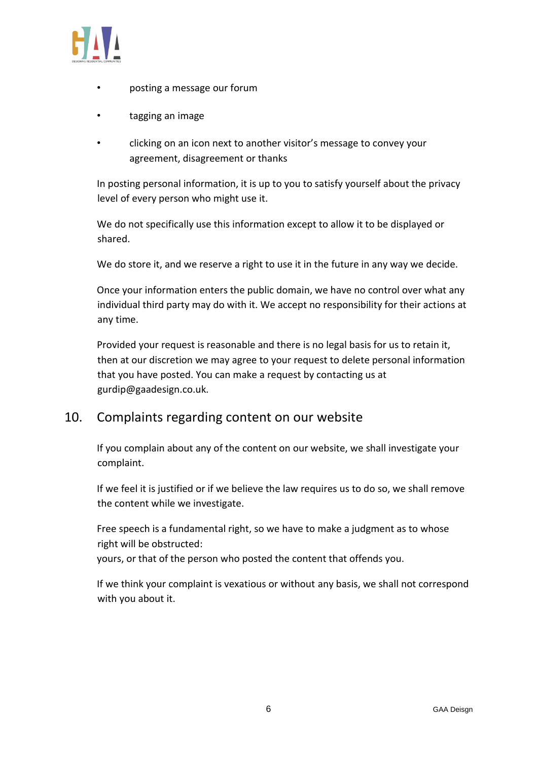- posting a message our forum
- tagging an image
- clicking on an icon next to another visitor's message to convey your agreement, disagreement or thanks

In posting personal information, it is up to you to satisfy yourself about the privacy level of every person who might use it.

We do not specifically use this information except to allow it to be displayed or shared.

We do store it, and we reserve a right to use it in the future in any way we decide.

Once your information enters the public domain, we have no control over what any individual third party may do with it. We accept no responsibility for their actions at any time.

Provided your request is reasonable and there is no legal basis for us to retain it, then at our discretion we may agree to your request to delete personal information that you have posted. You can make a request by contacting us at gurdip@gaadesign.co.uk.

## 10. Complaints regarding content on our website

If you complain about any of the content on our website, we shall investigate your complaint.

If we feel it is justified or if we believe the law requires us to do so, we shall remove the content while we investigate.

Free speech is a fundamental right, so we have to make a judgment as to whose right will be obstructed:
yours, or that of the person who posted the content that offends you.

If we think your complaint is vexatious or without any basis, we shall not correspond with you about it.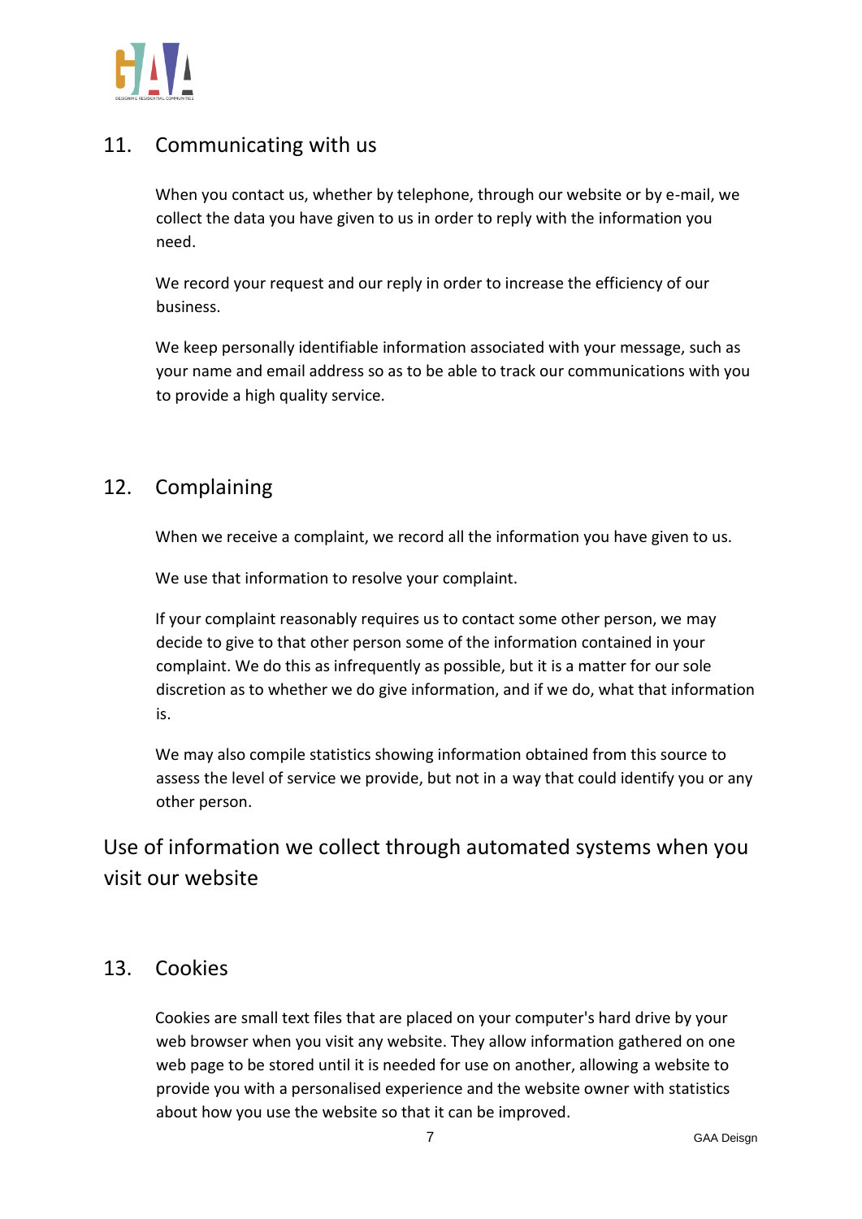## 11. Communicating with us

When you contact us, whether by telephone, through our website or by e-mail, we collect the data you have given to us in order to reply with the information you need.

We record your request and our reply in order to increase the efficiency of our business.

We keep personally identifiable information associated with your message, such as your name and email address so as to be able to track our communications with you to provide a high quality service.

## 12. Complaining

When we receive a complaint, we record all the information you have given to us.

We use that information to resolve your complaint.

If your complaint reasonably requires us to contact some other person, we may decide to give to that other person some of the information contained in your complaint. We do this as infrequently as possible, but it is a matter for our sole discretion as to whether we do give information, and if we do, what that information is.

We may also compile statistics showing information obtained from this source to assess the level of service we provide, but not in a way that could identify you or any other person.

# Use of information we collect through automated systems when you visit our website

## 13. Cookies

Cookies are small text files that are placed on your computer's hard drive by your web browser when you visit any website. They allow information gathered on one web page to be stored until it is needed for use on another, allowing a website to provide you with a personalised experience and the website owner with statistics about how you use the website so that it can be improved.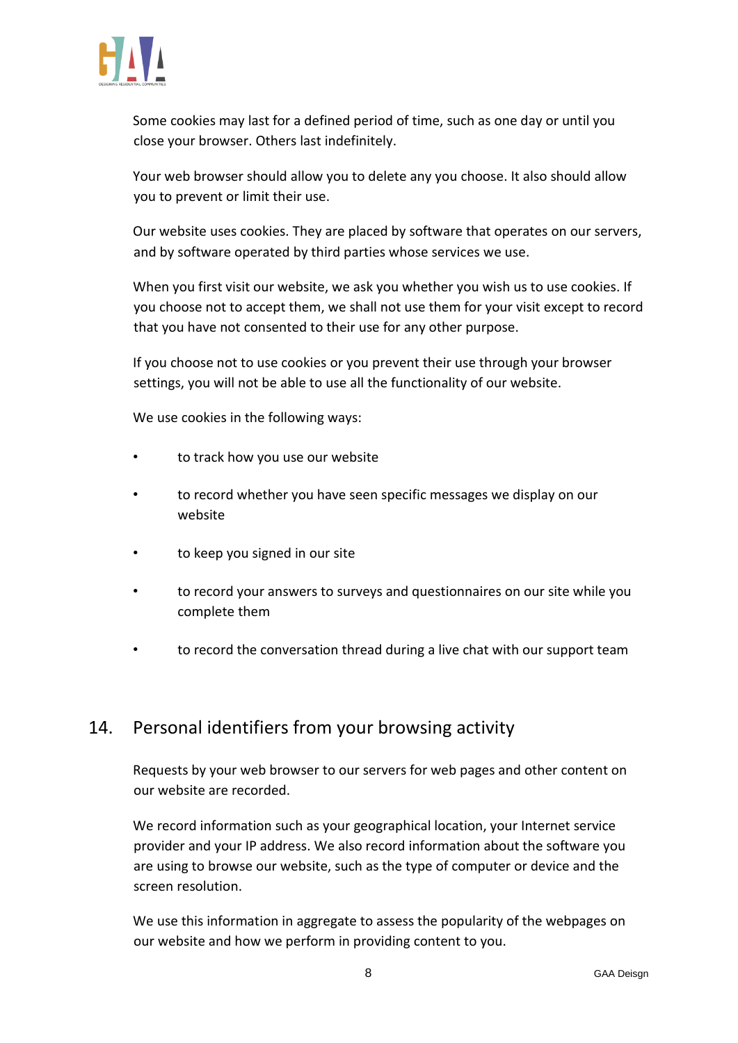Some cookies may last for a defined period of time, such as one day or until you close your browser. Others last indefinitely.

Your web browser should allow you to delete any you choose. It also should allow you to prevent or limit their use.

Our website uses cookies. They are placed by software that operates on our servers, and by software operated by third parties whose services we use.

When you first visit our website, we ask you whether you wish us to use cookies. If you choose not to accept them, we shall not use them for your visit except to record that you have not consented to their use for any other purpose.

If you choose not to use cookies or you prevent their use through your browser settings, you will not be able to use all the functionality of our website.

We use cookies in the following ways:

- to track how you use our website
- to record whether you have seen specific messages we display on our website
- to keep you signed in our site
- to record your answers to surveys and questionnaires on our site while you complete them
- to record the conversation thread during a live chat with our support team

## 14. Personal identifiers from your browsing activity

Requests by your web browser to our servers for web pages and other content on our website are recorded.

We record information such as your geographical location, your Internet service provider and your IP address. We also record information about the software you are using to browse our website, such as the type of computer or device and the screen resolution.

We use this information in aggregate to assess the popularity of the webpages on our website and how we perform in providing content to you.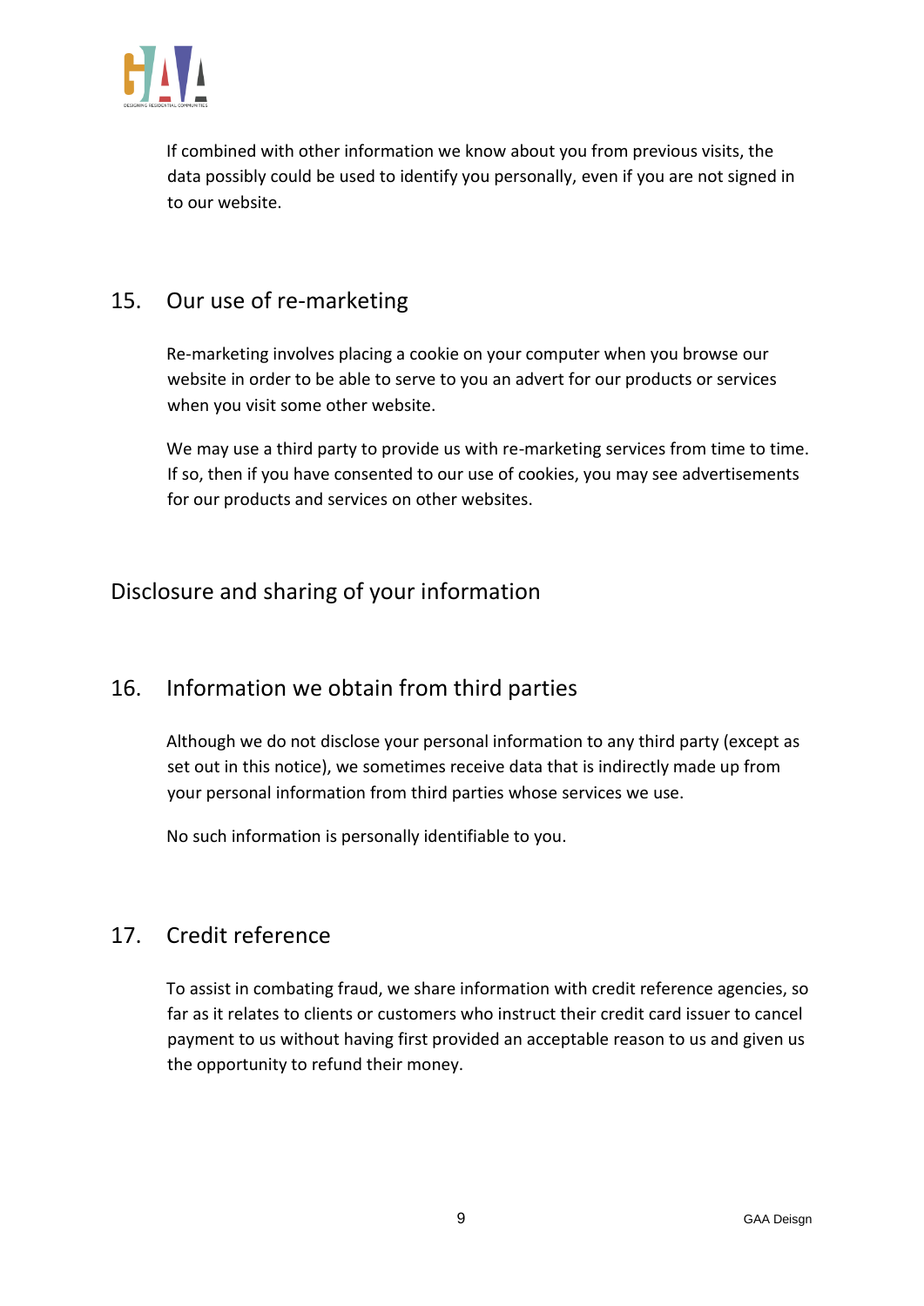If combined with other information we know about you from previous visits, the data possibly could be used to identify you personally, even if you are not signed in to our website.

## 15. Our use of re-marketing

Re-marketing involves placing a cookie on your computer when you browse our website in order to be able to serve to you an advert for our products or services when you visit some other website.

We may use a third party to provide us with re-marketing services from time to time. If so, then if you have consented to our use of cookies, you may see advertisements for our products and services on other websites.

# Disclosure and sharing of your information

## 16. Information we obtain from third parties

Although we do not disclose your personal information to any third party (except as set out in this notice), we sometimes receive data that is indirectly made up from your personal information from third parties whose services we use.

No such information is personally identifiable to you.

## 17. Credit reference

To assist in combating fraud, we share information with credit reference agencies, so far as it relates to clients or customers who instruct their credit card issuer to cancel payment to us without having first provided an acceptable reason to us and given us the opportunity to refund their money.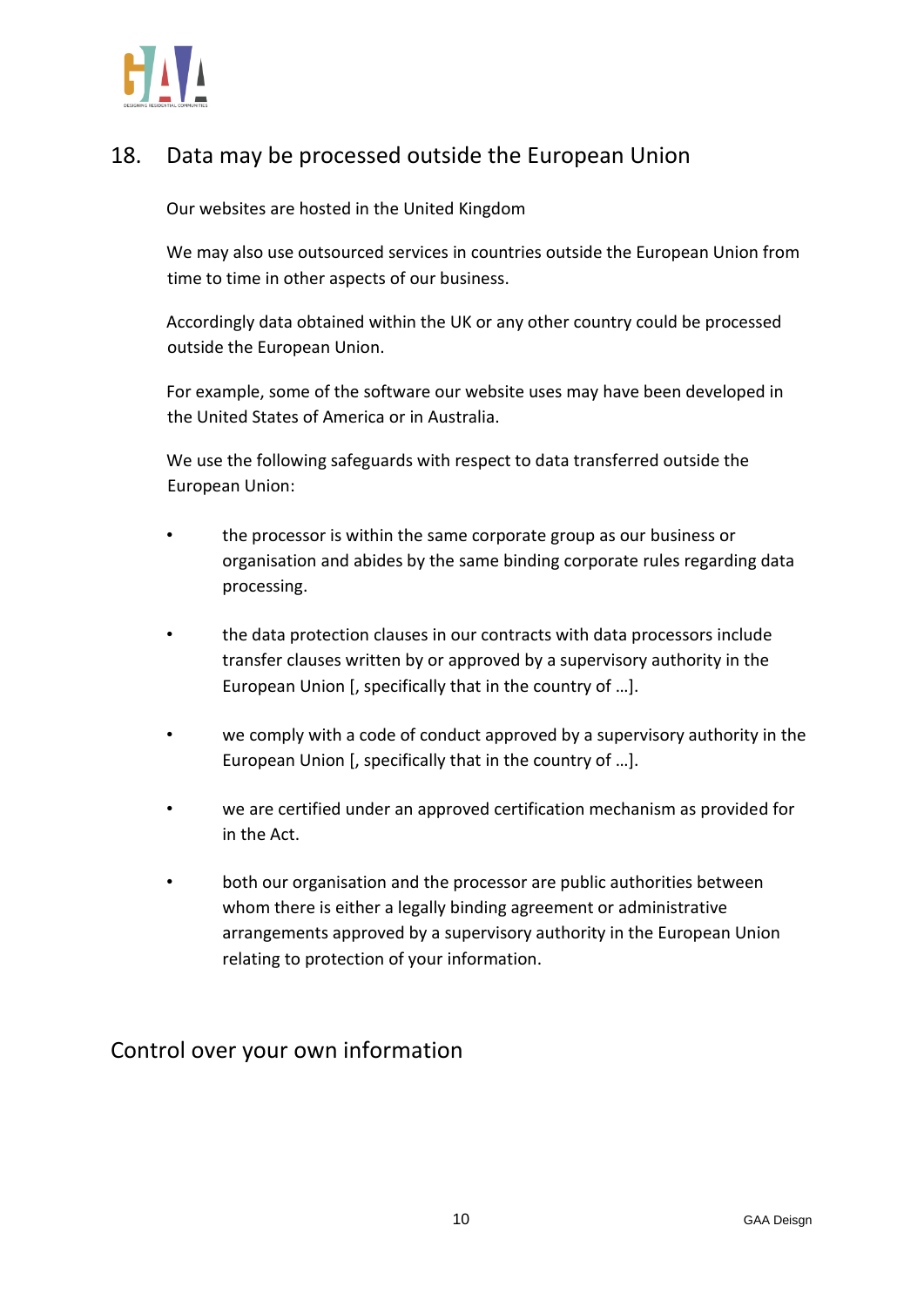## 18. Data may be processed outside the European Union

Our websites are hosted in the United Kingdom

We may also use outsourced services in countries outside the European Union from time to time in other aspects of our business.

Accordingly data obtained within the UK or any other country could be processed outside the European Union.

For example, some of the software our website uses may have been developed in the United States of America or in Australia.

We use the following safeguards with respect to data transferred outside the European Union:

- the processor is within the same corporate group as our business or organisation and abides by the same binding corporate rules regarding data processing.
- the data protection clauses in our contracts with data processors include transfer clauses written by or approved by a supervisory authority in the European Union [, specifically that in the country of …].
- we comply with a code of conduct approved by a supervisory authority in the European Union [, specifically that in the country of …].
- we are certified under an approved certification mechanism as provided for in the Act.
- both our organisation and the processor are public authorities between whom there is either a legally binding agreement or administrative arrangements approved by a supervisory authority in the European Union relating to protection of your information.

## Control over your own information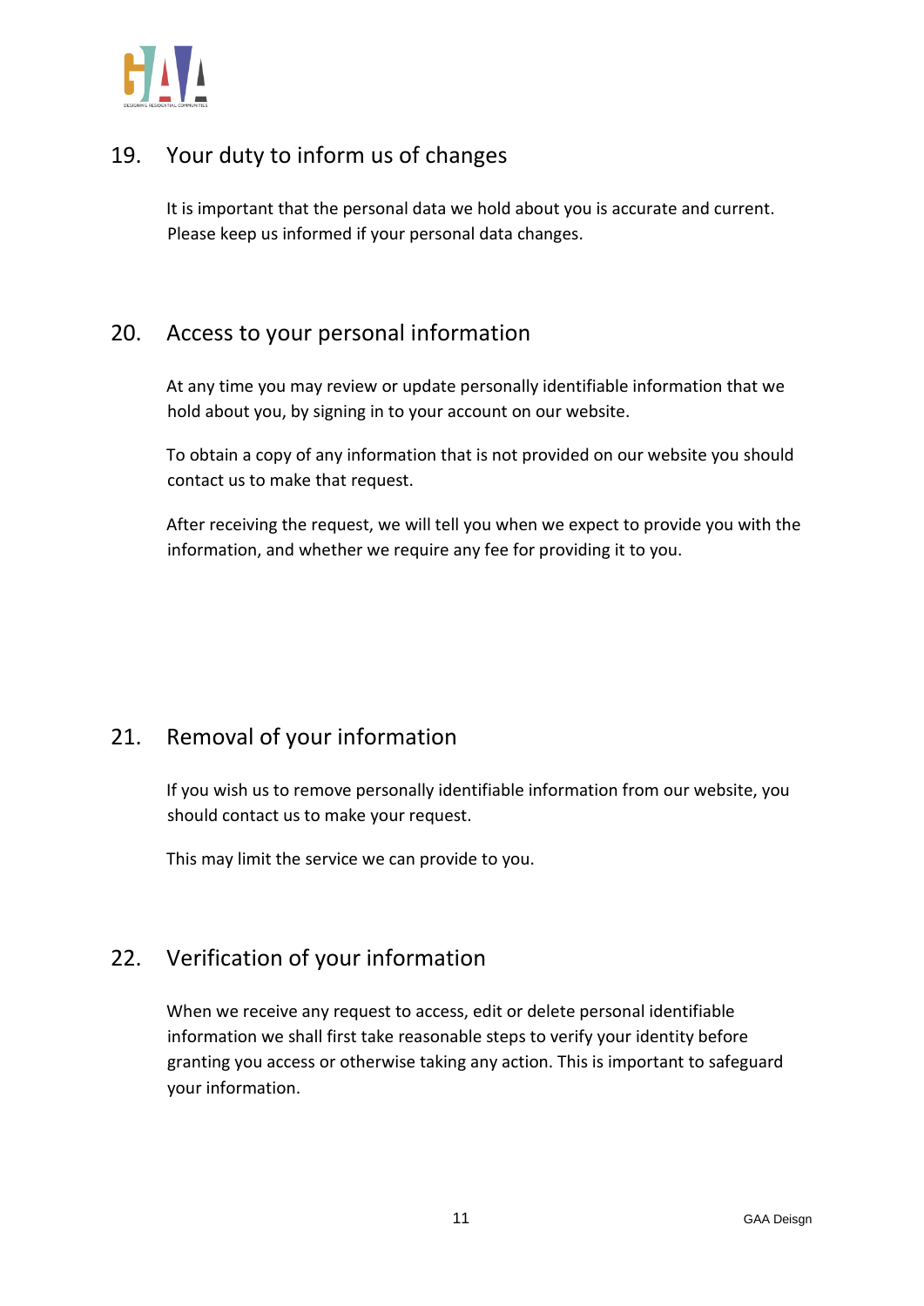## 19. Your duty to inform us of changes

It is important that the personal data we hold about you is accurate and current. Please keep us informed if your personal data changes.

## 20. Access to your personal information

At any time you may review or update personally identifiable information that we hold about you, by signing in to your account on our website.

To obtain a copy of any information that is not provided on our website you should contact us to make that request.

After receiving the request, we will tell you when we expect to provide you with the information, and whether we require any fee for providing it to you.

## 21. Removal of your information

If you wish us to remove personally identifiable information from our website, you should contact us to make your request.

This may limit the service we can provide to you.

## 22. Verification of your information

When we receive any request to access, edit or delete personal identifiable information we shall first take reasonable steps to verify your identity before granting you access or otherwise taking any action. This is important to safeguard your information.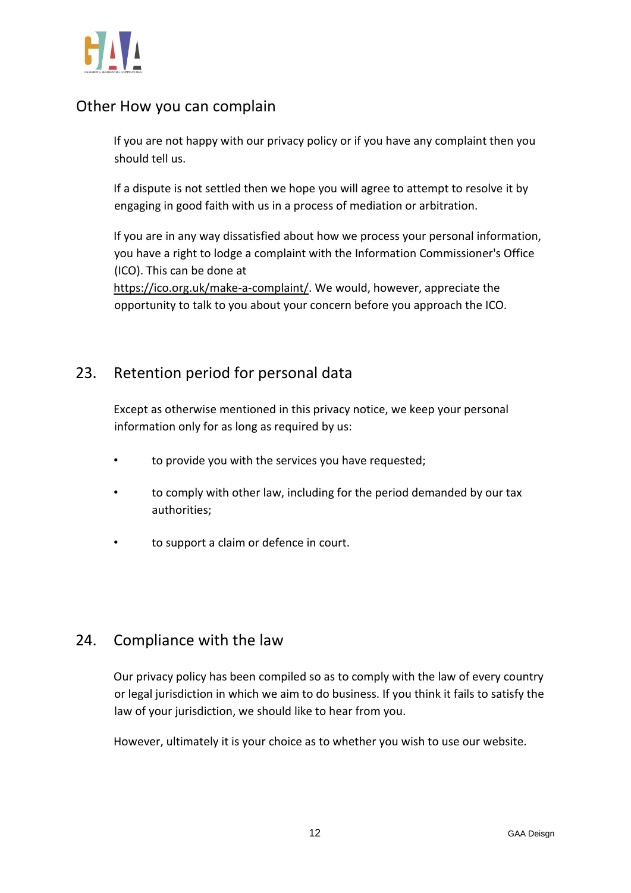## Other How you can complain

If you are not happy with our privacy policy or if you have any complaint then you should tell us.

If a dispute is not settled then we hope you will agree to attempt to resolve it by engaging in good faith with us in a process of mediation or arbitration.

If you are in any way dissatisfied about how we process your personal information, you have a right to lodge a complaint with the Information Commissioner's Office (ICO). This can be done at https://ico.org.uk/make-a-complaint/. We would, however, appreciate the opportunity to talk to you about your concern before you approach the ICO.

## 23. Retention period for personal data

Except as otherwise mentioned in this privacy notice, we keep your personal information only for as long as required by us:

- to provide you with the services you have requested;
- to comply with other law, including for the period demanded by our tax authorities;
- to support a claim or defence in court.

## 24. Compliance with the law

Our privacy policy has been compiled so as to comply with the law of every country or legal jurisdiction in which we aim to do business. If you think it fails to satisfy the law of your jurisdiction, we should like to hear from you.

However, ultimately it is your choice as to whether you wish to use our website.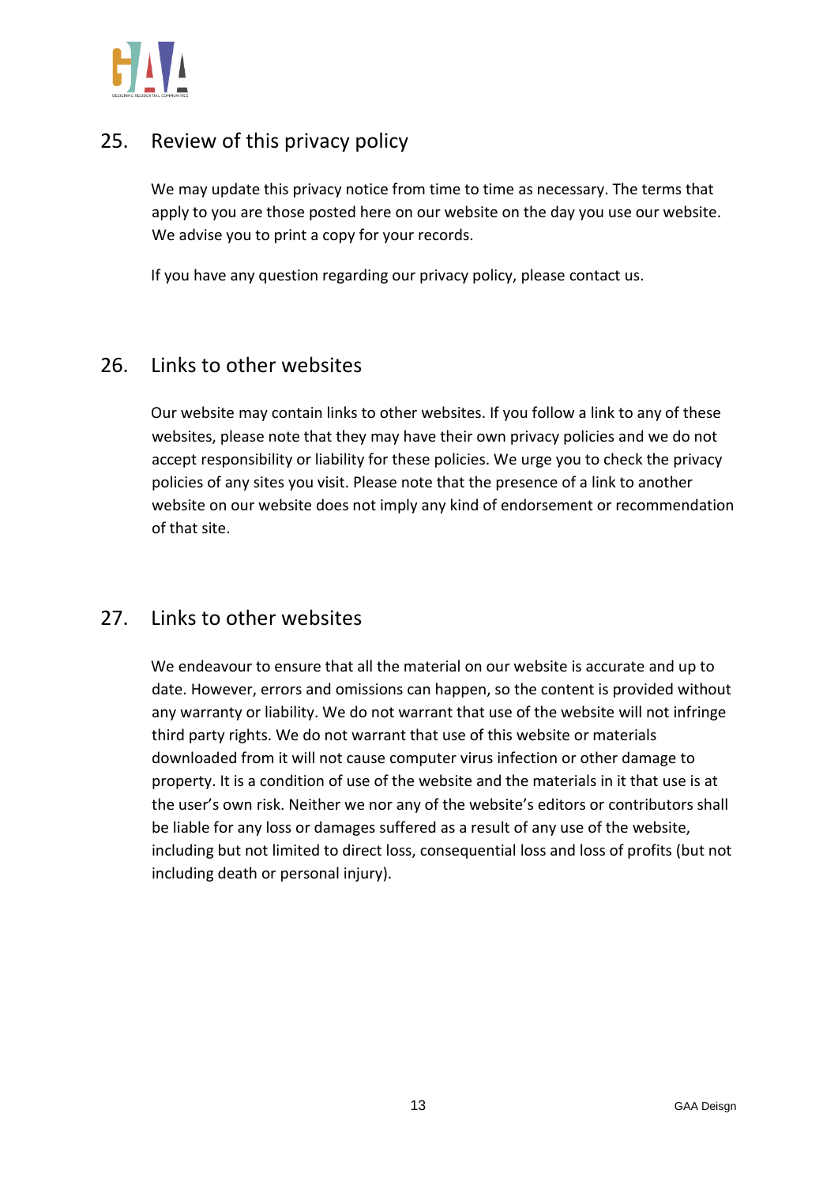## 25. Review of this privacy policy

We may update this privacy notice from time to time as necessary. The terms that apply to you are those posted here on our website on the day you use our website. We advise you to print a copy for your records.

If you have any question regarding our privacy policy, please contact us.

## 26. Links to other websites

Our website may contain links to other websites. If you follow a link to any of these websites, please note that they may have their own privacy policies and we do not accept responsibility or liability for these policies. We urge you to check the privacy policies of any sites you visit. Please note that the presence of a link to another website on our website does not imply any kind of endorsement or recommendation of that site.

## 27. Links to other websites

We endeavour to ensure that all the material on our website is accurate and up to date. However, errors and omissions can happen, so the content is provided without any warranty or liability. We do not warrant that use of the website will not infringe third party rights. We do not warrant that use of this website or materials downloaded from it will not cause computer virus infection or other damage to property. It is a condition of use of the website and the materials in it that use is at the user's own risk. Neither we nor any of the website's editors or contributors shall be liable for any loss or damages suffered as a result of any use of the website, including but not limited to direct loss, consequential loss and loss of profits (but not including death or personal injury).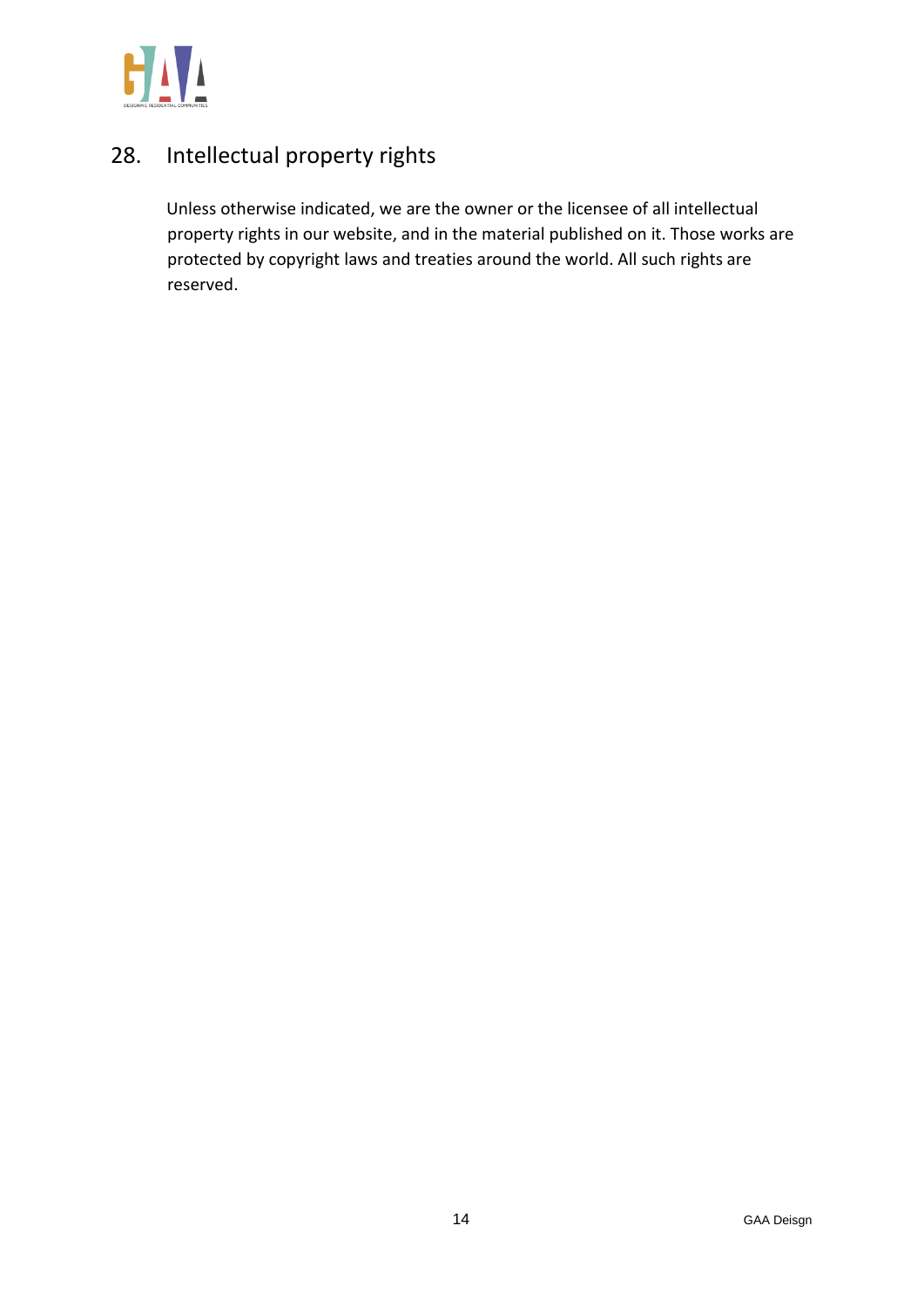## 28. Intellectual property rights

Unless otherwise indicated, we are the owner or the licensee of all intellectual property rights in our website, and in the material published on it. Those works are protected by copyright laws and treaties around the world. All such rights are reserved.